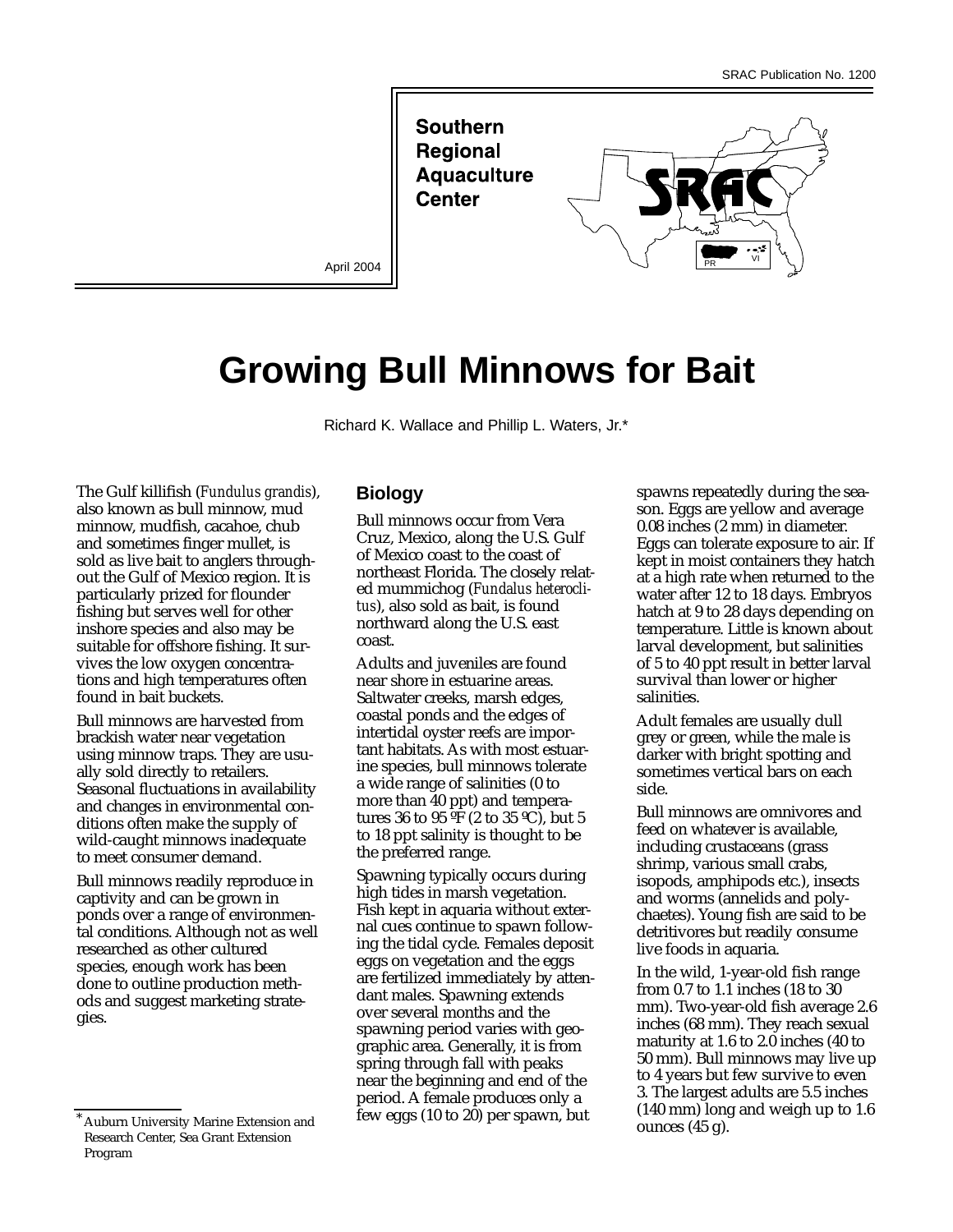SRAC Publication No. 1200

**Southern Regional Aquaculture Center**

April 2004

# Growing Bull Minnows for Bait

Richard K. Wallace and Phillip L. Waters, Jr.*

The Gulf killifish (*Fundulus grandis*), also known as bull minnow, mud minnow, mudfish, cacahoe, chub and sometimes finger mullet, is sold as live bait to anglers throughout the Gulf of Mexico region. It is particularly prized for flounder fishing but serves well for other inshore species and also may be suitable for offshore fishing. It survives the low oxygen concentrations and high temperatures often found in bait buckets.

Bull minnows are harvested from brackish water near vegetation using minnow traps. They are usually sold directly to retailers. Seasonal fluctuations in availability and changes in environmental conditions often make the supply of wild-caught minnows inadequate to meet consumer demand.

Bull minnows readily reproduce in captivity and can be grown in ponds over a range of environmental conditions. Although not as well researched as other cultured species, enough work has been done to outline production methods and suggest marketing strategies.

## Biology

Bull minnows occur from Vera Cruz, Mexico, along the U.S. Gulf of Mexico coast to the coast of northeast Florida. The closely related mummichog (*Fundalus heteroclitus*), also sold as bait, is found northward along the U.S. east coast.

Adults and juveniles are found near shore in estuarine areas. Saltwater creeks, marsh edges, coastal ponds and the edges of intertidal oyster reefs are important habitats. As with most estuarine species, bull minnows tolerate a wide range of salinities (0 to more than 40 ppt) and temperatures 36 to 95 ºF (2 to 35 ºC), but 5 to 18 ppt salinity is thought to be the preferred range.

Spawning typically occurs during high tides in marsh vegetation. Fish kept in aquaria without external cues continue to spawn following the tidal cycle. Females deposit eggs on vegetation and the eggs are fertilized immediately by attendant males. Spawning extends over several months and the spawning period varies with geographic area. Generally, it is from spring through fall with peaks near the beginning and end of the period. A female produces only a few eggs (10 to 20) per spawn, but spawns repeatedly during the season. Eggs are yellow and average 0.08 inches (2 mm) in diameter. Eggs can tolerate exposure to air. If kept in moist containers they hatch at a high rate when returned to the water after 12 to 18 days. Embryos hatch at 9 to 28 days depending on temperature. Little is known about larval development, but salinities of 5 to 40 ppt result in better larval survival than lower or higher salinities.

Adult females are usually dull grey or green, while the male is darker with bright spotting and sometimes vertical bars on each side.

Bull minnows are omnivores and feed on whatever is available, including crustaceans (grass shrimp, various small crabs, isopods, amphipods etc.), insects and worms (annelids and polychaetes). Young fish are said to be detritivores but readily consume live foods in aquaria.

In the wild, 1-year-old fish range from 0.7 to 1.1 inches (18 to 30 mm). Two-year-old fish average 2.6 inches (68 mm). They reach sexual maturity at 1.6 to 2.0 inches (40 to 50 mm). Bull minnows may live up to 4 years but few survive to even 3. The largest adults are 5.5 inches (140 mm) long and weigh up to 1.6 ounces (45 g).

*Auburn University Marine Extension and Research Center, Sea Grant Extension Program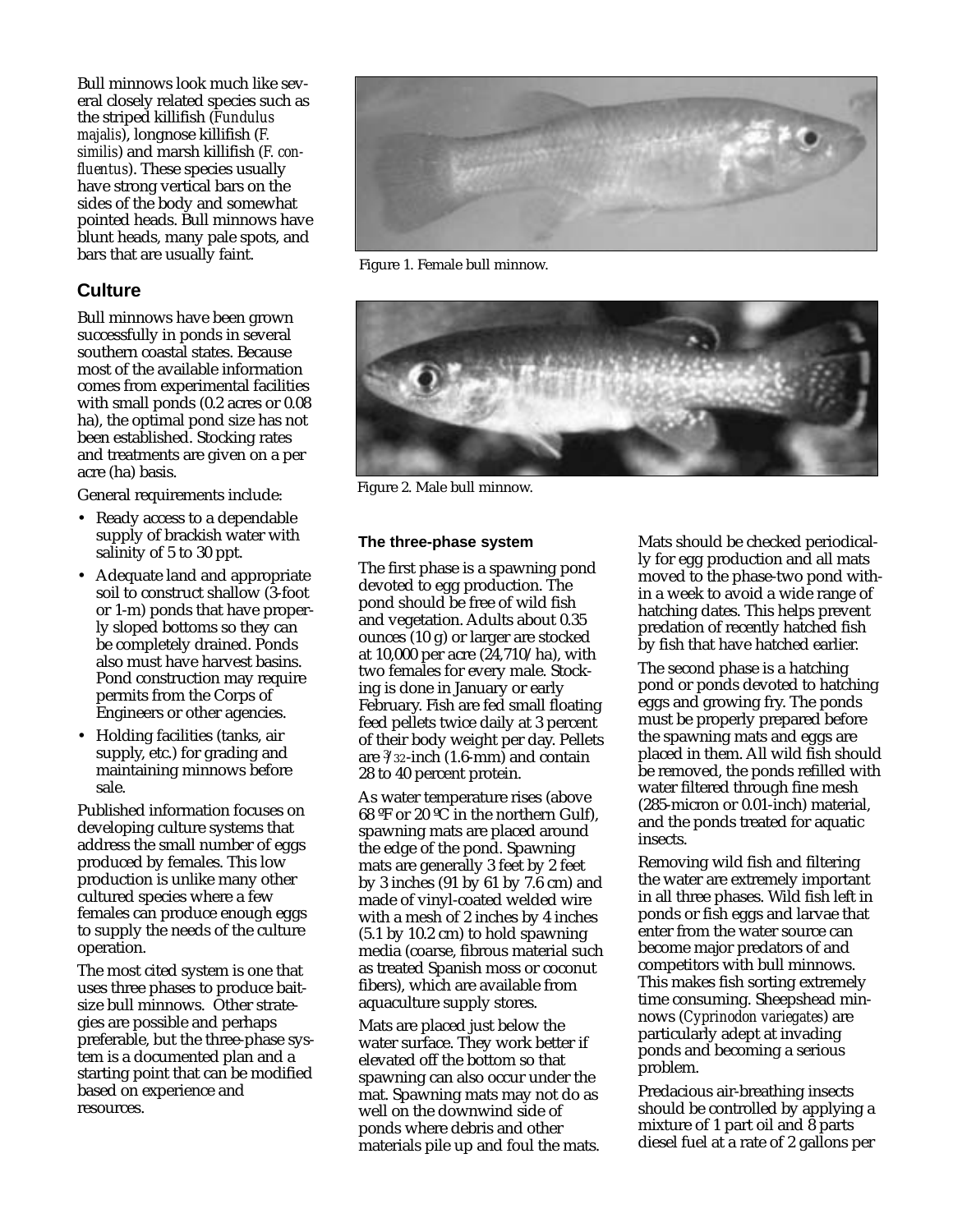Bull minnows look much like several closely related species such as the striped killifish (*Fundulus majalis*), longnose killifish (*F. similis*) and marsh killifish (*F. confluentus*). These species usually have strong vertical bars on the sides of the body and somewhat pointed heads. Bull minnows have blunt heads, many pale spots, and bars that are usually faint.

Figure 1. Female bull minnow.

Figure 2. Male bull minnow.

## Culture

Bull minnows have been grown successfully in ponds in several southern coastal states. Because most of the available information comes from experimental facilities with small ponds (0.2 acres or 0.08 ha), the optimal pond size has not been established. Stocking rates and treatments are given on a per acre (ha) basis.

General requirements include:

- Ready access to a dependable supply of brackish water with salinity of 5 to 30 ppt.
- Adequate land and appropriate soil to construct shallow (3-foot or 1-m) ponds that have properly sloped bottoms so they can be completely drained. Ponds also must have harvest basins. Pond construction may require permits from the Corps of Engineers or other agencies.
- Holding facilities (tanks, air supply, etc.) for grading and maintaining minnows before sale.

Published information focuses on developing culture systems that address the small number of eggs produced by females. This low production is unlike many other cultured species where a few females can produce enough eggs to supply the needs of the culture operation.

The most cited system is one that uses three phases to produce bait-size bull minnows. Other strategies are possible and perhaps preferable, but the three-phase system is a documented plan and a starting point that can be modified based on experience and resources.

### The three-phase system

The first phase is a spawning pond devoted to egg production. The pond should be free of wild fish and vegetation. Adults about 0.35 ounces (10 g) or larger are stocked at 10,000 per acre (24,710/ha), with two females for every male. Stocking is done in January or early February. Fish are fed small floating feed pellets twice daily at 3 percent of their body weight per day. Pellets are 3/32-inch (1.6-mm) and contain 28 to 40 percent protein.

As water temperature rises (above 68 ºF or 20 ºC in the northern Gulf), spawning mats are placed around the edge of the pond. Spawning mats are generally 3 feet by 2 feet by 3 inches (91 by 61 by 7.6 cm) and made of vinyl-coated welded wire with a mesh of 2 inches by 4 inches (5.1 by 10.2 cm) to hold spawning media (coarse, fibrous material such as treated Spanish moss or coconut fibers), which are available from aquaculture supply stores.

Mats are placed just below the water surface. They work better if elevated off the bottom so that spawning can also occur under the mat. Spawning mats may not do as well on the downwind side of ponds where debris and other materials pile up and foul the mats.

Mats should be checked periodically for egg production and all mats moved to the phase-two pond within a week to avoid a wide range of hatching dates. This helps prevent predation of recently hatched fish by fish that have hatched earlier.

The second phase is a hatching pond or ponds devoted to hatching eggs and growing fry. The ponds must be properly prepared before the spawning mats and eggs are placed in them. All wild fish should be removed, the ponds refilled with water filtered through fine mesh (285-micron or 0.01-inch) material, and the ponds treated for aquatic insects.

Removing wild fish and filtering the water are extremely important in all three phases. Wild fish left in ponds or fish eggs and larvae that enter from the water source can become major predators of and competitors with bull minnows. This makes fish sorting extremely time consuming. Sheepshead minnows (*Cyprinodon variegates*) are particularly adept at invading ponds and becoming a serious problem.

Predacious air-breathing insects should be controlled by applying a mixture of 1 part oil and 8 parts diesel fuel at a rate of 2 gallons per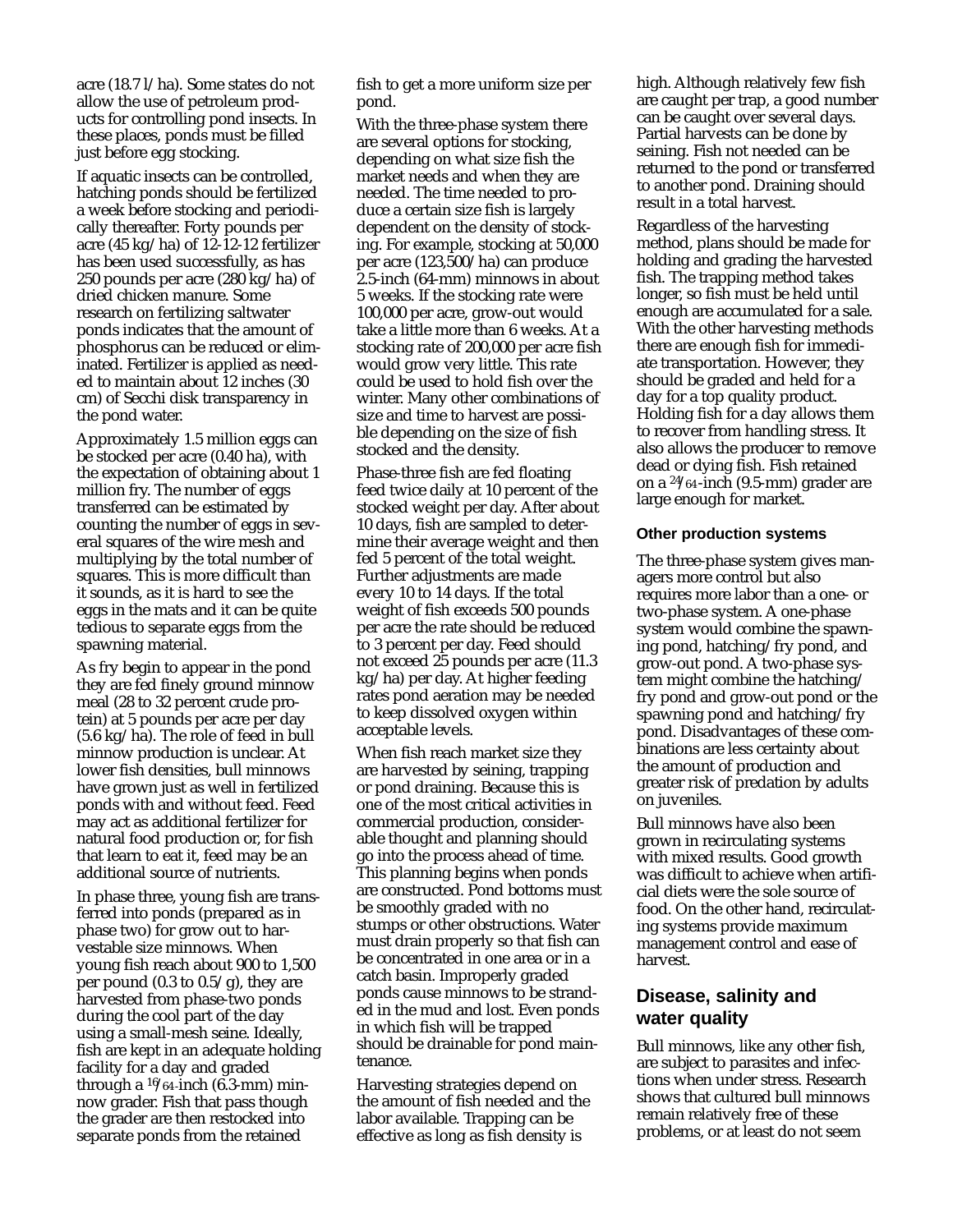acre (18.7 l/ha). Some states do not allow the use of petroleum products for controlling pond insects. In these places, ponds must be filled just before egg stocking.

If aquatic insects can be controlled, hatching ponds should be fertilized a week before stocking and periodically thereafter. Forty pounds per acre (45 kg/ha) of 12-12-12 fertilizer has been used successfully, as has 250 pounds per acre (280 kg/ha) of dried chicken manure. Some research on fertilizing saltwater ponds indicates that the amount of phosphorus can be reduced or eliminated. Fertilizer is applied as needed to maintain about 12 inches (30 cm) of Secchi disk transparency in the pond water.

Approximately 1.5 million eggs can be stocked per acre (0.40 ha), with the expectation of obtaining about 1 million fry. The number of eggs transferred can be estimated by counting the number of eggs in several squares of the wire mesh and multiplying by the total number of squares. This is more difficult than it sounds, as it is hard to see the eggs in the mats and it can be quite tedious to separate eggs from the spawning material.

As fry begin to appear in the pond they are fed finely ground minnow meal (28 to 32 percent crude protein) at 5 pounds per acre per day (5.6 kg/ha). The role of feed in bull minnow production is unclear. At lower fish densities, bull minnows have grown just as well in fertilized ponds with and without feed. Feed may act as additional fertilizer for natural food production or, for fish that learn to eat it, feed may be an additional source of nutrients.

In phase three, young fish are transferred into ponds (prepared as in phase two) for grow out to harvestable size minnows. When young fish reach about 900 to 1,500 per pound (0.3 to 0.5/g), they are harvested from phase-two ponds during the cool part of the day using a small-mesh seine. Ideally, fish are kept in an adequate holding facility for a day and graded through a 16/64-inch (6.3-mm) minnow grader. Fish that pass though the grader are then restocked into separate ponds from the retained fish to get a more uniform size per pond.

With the three-phase system there are several options for stocking, depending on what size fish the market needs and when they are needed. The time needed to produce a certain size fish is largely dependent on the density of stocking. For example, stocking at 50,000 per acre (123,500/ha) can produce 2.5-inch (64-mm) minnows in about 5 weeks. If the stocking rate were 100,000 per acre, grow-out would take a little more than 6 weeks. At a stocking rate of 200,000 per acre fish would grow very little. This rate could be used to hold fish over the winter. Many other combinations of size and time to harvest are possible depending on the size of fish stocked and the density.

Phase-three fish are fed floating feed twice daily at 10 percent of the stocked weight per day. After about 10 days, fish are sampled to determine their average weight and then fed 5 percent of the total weight. Further adjustments are made every 10 to 14 days. If the total weight of fish exceeds 500 pounds per acre the rate should be reduced to 3 percent per day. Feed should not exceed 25 pounds per acre (11.3 kg/ha) per day. At higher feeding rates pond aeration may be needed to keep dissolved oxygen within acceptable levels.

When fish reach market size they are harvested by seining, trapping or pond draining. Because this is one of the most critical activities in commercial production, considerable thought and planning should go into the process ahead of time. This planning begins when ponds are constructed. Pond bottoms must be smoothly graded with no stumps or other obstructions. Water must drain properly so that fish can be concentrated in one area or in a catch basin. Improperly graded ponds cause minnows to be stranded in the mud and lost. Even ponds in which fish will be trapped should be drainable for pond maintenance.

Harvesting strategies depend on the amount of fish needed and the labor available. Trapping can be effective as long as fish density is high. Although relatively few fish are caught per trap, a good number can be caught over several days. Partial harvests can be done by seining. Fish not needed can be returned to the pond or transferred to another pond. Draining should result in a total harvest.

Regardless of the harvesting method, plans should be made for holding and grading the harvested fish. The trapping method takes longer, so fish must be held until enough are accumulated for a sale. With the other harvesting methods there are enough fish for immediate transportation. However, they should be graded and held for a day for a top quality product. Holding fish for a day allows them to recover from handling stress. It also allows the producer to remove dead or dying fish. Fish retained on a 24/64-inch (9.5-mm) grader are large enough for market.

### Other production systems

The three-phase system gives managers more control but also requires more labor than a one- or two-phase system. A one-phase system would combine the spawning pond, hatching/fry pond, and grow-out pond. A two-phase system might combine the hatching/fry pond and grow-out pond or the spawning pond and hatching/fry pond. Disadvantages of these combinations are less certainty about the amount of production and greater risk of predation by adults on juveniles.

Bull minnows have also been grown in recirculating systems with mixed results. Good growth was difficult to achieve when artificial diets were the sole source of food. On the other hand, recirculating systems provide maximum management control and ease of harvest.

## Disease, salinity and water quality

Bull minnows, like any other fish, are subject to parasites and infections when under stress. Research shows that cultured bull minnows remain relatively free of these problems, or at least do not seem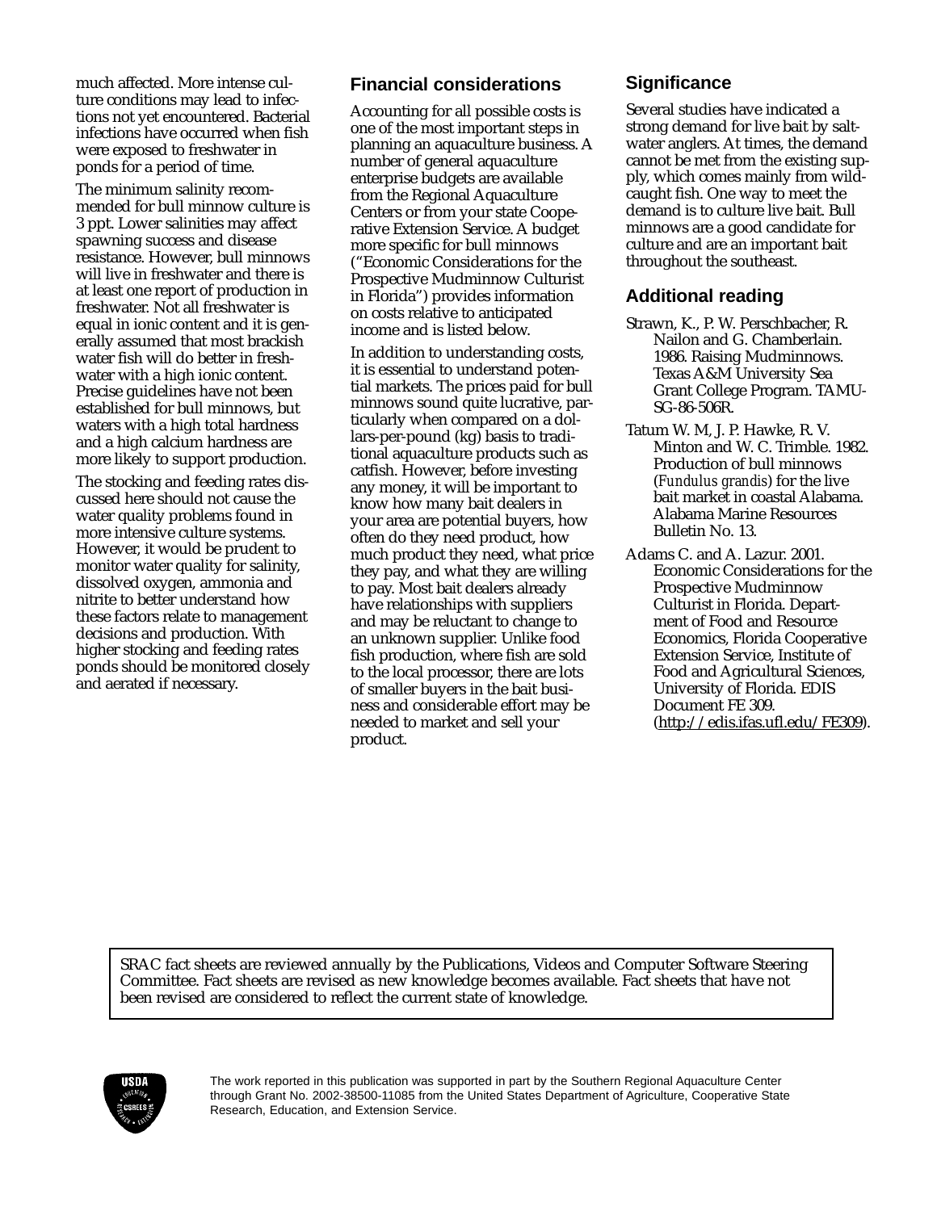much affected. More intense culture conditions may lead to infections not yet encountered. Bacterial infections have occurred when fish were exposed to freshwater in ponds for a period of time.

The minimum salinity recommended for bull minnow culture is 3 ppt. Lower salinities may affect spawning success and disease resistance. However, bull minnows will live in freshwater and there is at least one report of production in freshwater. Not all freshwater is equal in ionic content and it is generally assumed that most brackish water fish will do better in freshwater with a high ionic content. Precise guidelines have not been established for bull minnows, but waters with a high total hardness and a high calcium hardness are more likely to support production.

The stocking and feeding rates discussed here should not cause the water quality problems found in more intensive culture systems. However, it would be prudent to monitor water quality for salinity, dissolved oxygen, ammonia and nitrite to better understand how these factors relate to management decisions and production. With higher stocking and feeding rates ponds should be monitored closely and aerated if necessary.

## Financial considerations

Accounting for all possible costs is one of the most important steps in planning an aquaculture business. A number of general aquaculture enterprise budgets are available from the Regional Aquaculture Centers or from your state Cooperative Extension Service. A budget more specific for bull minnows ("Economic Considerations for the Prospective Mudminnow Culturist in Florida") provides information on costs relative to anticipated income and is listed below.

In addition to understanding costs, it is essential to understand potential markets. The prices paid for bull minnows sound quite lucrative, particularly when compared on a dollars-per-pound (kg) basis to traditional aquaculture products such as catfish. However, before investing any money, it will be important to know how many bait dealers in your area are potential buyers, how often do they need product, how much product they need, what price they pay, and what they are willing to pay. Most bait dealers already have relationships with suppliers and may be reluctant to change to an unknown supplier. Unlike food fish production, where fish are sold to the local processor, there are lots of smaller buyers in the bait business and considerable effort may be needed to market and sell your product.

## Significance

Several studies have indicated a strong demand for live bait by saltwater anglers. At times, the demand cannot be met from the existing supply, which comes mainly from wild-caught fish. One way to meet the demand is to culture live bait. Bull minnows are a good candidate for culture and are an important bait throughout the southeast.

## Additional reading

Strawn, K., P. W. Perschbacher, R. Nailon and G. Chamberlain. 1986. Raising Mudminnows. Texas A&M University Sea Grant College Program. TAMU-SG-86-506R.

Tatum W. M, J. P. Hawke, R. V. Minton and W. C. Trimble. 1982. Production of bull minnows (*Fundulus grandis*) for the live bait market in coastal Alabama. Alabama Marine Resources Bulletin No. 13.

Adams C. and A. Lazur. 2001. Economic Considerations for the Prospective Mudminnow Culturist in Florida. Department of Food and Resource Economics, Florida Cooperative Extension Service, Institute of Food and Agricultural Sciences, University of Florida. EDIS Document FE 309. (http://edis.ifas.ufl.edu/FE309).

SRAC fact sheets are reviewed annually by the Publications, Videos and Computer Software Steering Committee. Fact sheets are revised as new knowledge becomes available. Fact sheets that have not been revised are considered to reflect the current state of knowledge.

The work reported in this publication was supported in part by the Southern Regional Aquaculture Center through Grant No. 2002-38500-11085 from the United States Department of Agriculture, Cooperative State Research, Education, and Extension Service.